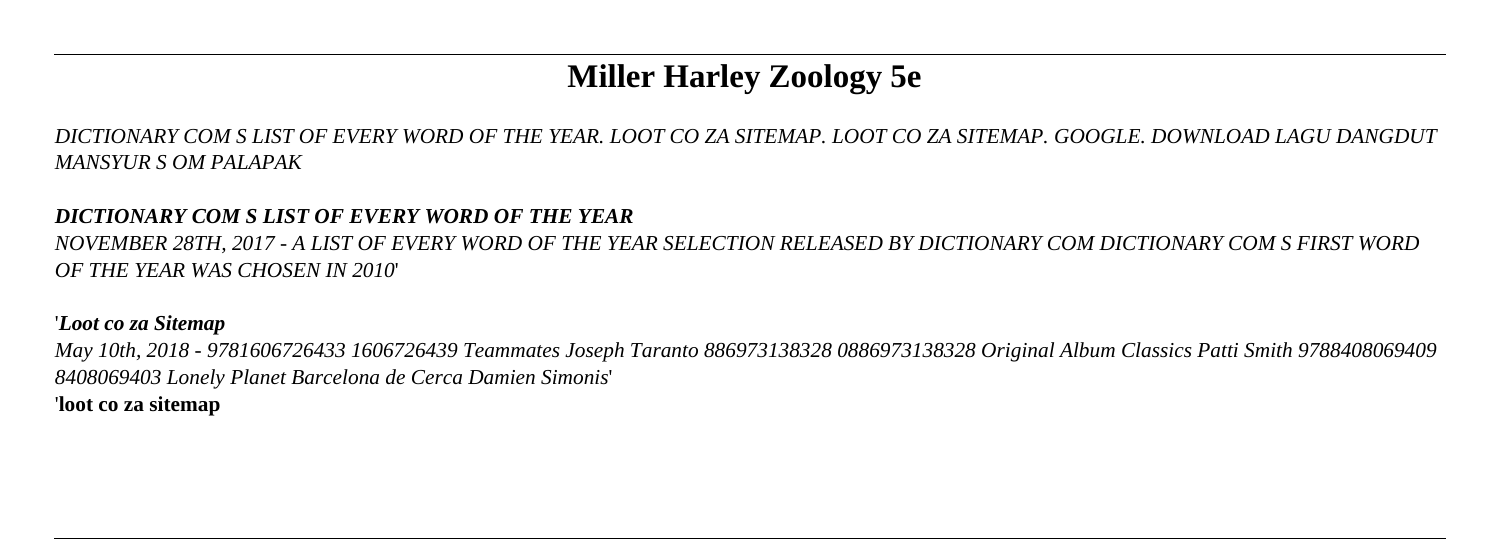# Miller Harley Zoology 5e

*DICTIONARY COM S LIST OF EVERY WORD OF THE YEAR. LOOT CO ZA SITEMAP. LOOT CO ZA SITEMAP. GOOGLE. DOWNLOAD LAGU DANGDUT MANSYUR S OM PALAPAK*

***DICTIONARY COM S LIST OF EVERY WORD OF THE YEAR***

*NOVEMBER 28TH, 2017 - A LIST OF EVERY WORD OF THE YEAR SELECTION RELEASED BY DICTIONARY COM DICTIONARY COM S FIRST WORD OF THE YEAR WAS CHOSEN IN 2010*'

'***Loot co za Sitemap***

*May 10th, 2018 - 9781606726433 1606726439 Teammates Joseph Taranto 886973138328 0886973138328 Original Album Classics Patti Smith 9788408069409 8408069403 Lonely Planet Barcelona de Cerca Damien Simonis*'

'**loot co za sitemap**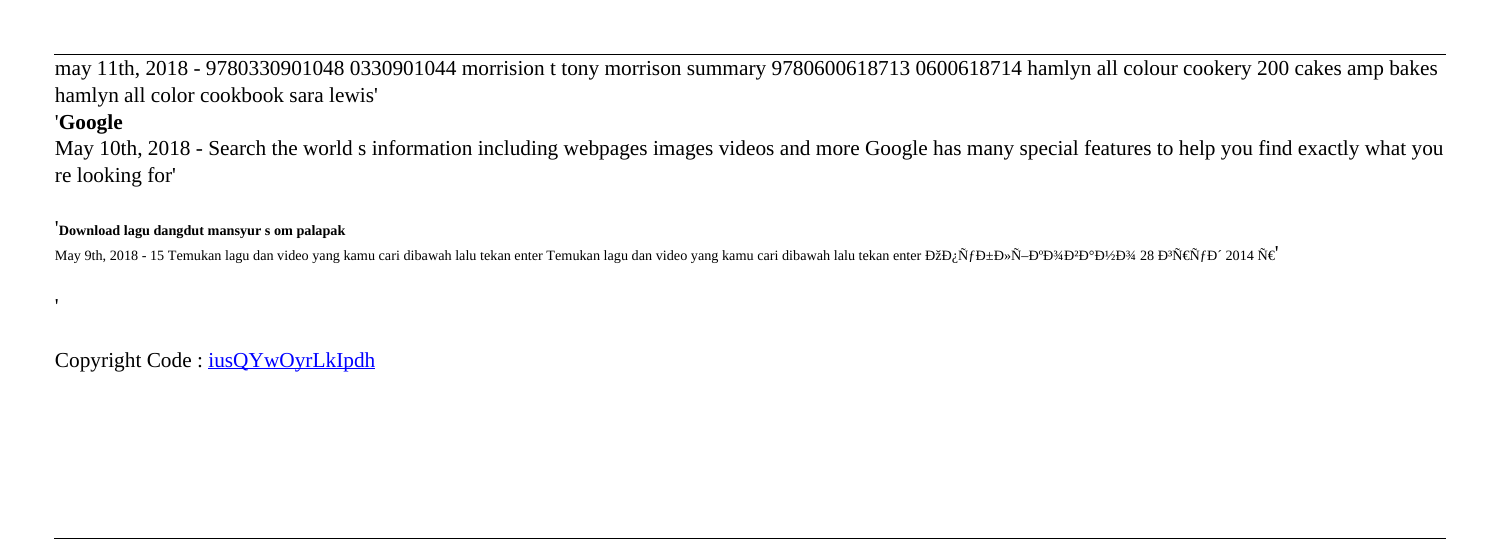may 11th, 2018 - 9780330901048 0330901044 morrision t tony morrison summary 9780600618713 0600618714 hamlyn all colour cookery 200 cakes amp bakes hamlyn all color cookbook sara lewis'

'**Google**

May 10th, 2018 - Search the world s information including webpages images videos and more Google has many special features to help you find exactly what you re looking for'

'**Download lagu dangdut mansyur s om palapak**

May 9th, 2018 - 15 Temukan lagu dan video yang kamu cari dibawah lalu tekan enter Temukan lagu dan video yang kamu cari dibawah lalu tekan enter ÐžÐ¿ÑƒÐ±Ð»Ñ–ÐºÐ¾Ð²Ð°Ð½Ð¾ 28 Ð³Ñ€ÑƒÐ´ 2014 Ñ€'

'

Copyright Code : iusQYwOyrLkIpdh